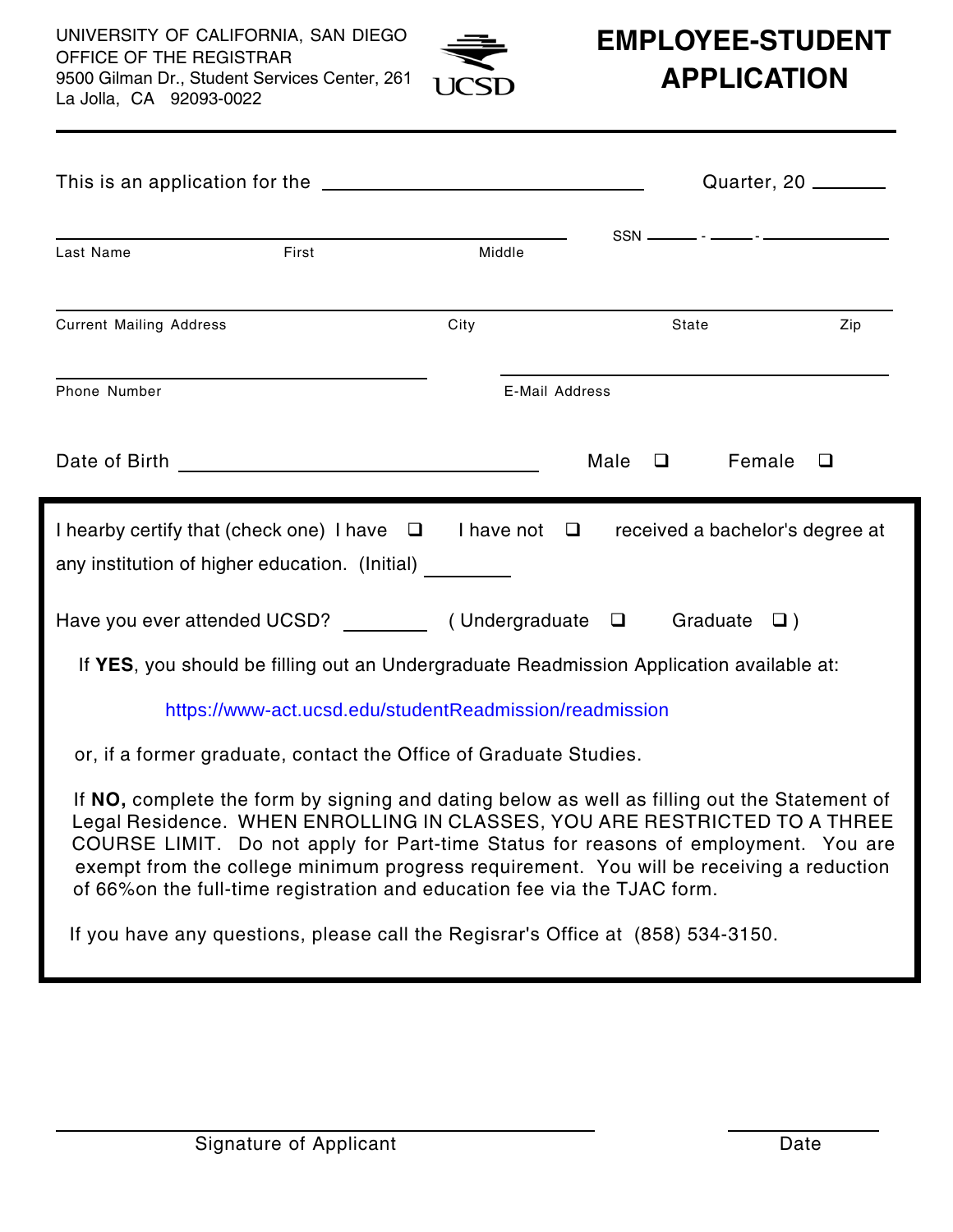UNIVERSITY OF CALIFORNIA, SAN DIEGO
OFFICE OF THE REGISTRAR
9500 Gilman Dr., Student Services Center, 261
La Jolla, CA 92093-0022

UCSD

# EMPLOYEE-STUDENT APPLICATION

This is an application for the ______________________ Quarter, 20 ______

______________________________________________ SSN _____ - _____ - __________

Last Name First Middle

______________________________________________________________________________

Current Mailing Address City State Zip

______________________________ ______________________________

Phone Number E-Mail Address

Date of Birth ______________________________ Male ❑ Female ❑

I hearby certify that (check one) I have ❑ I have not ❑ received a bachelor's degree at any institution of higher education. (Initial) ________

Have you ever attended UCSD? ________ ( Undergraduate ❑ Graduate ❑ )

If **YES**, you should be filling out an Undergraduate Readmission Application available at:

https://www-act.ucsd.edu/studentReadmission/readmission

or, if a former graduate, contact the Office of Graduate Studies.

If **NO,** complete the form by signing and dating below as well as filling out the Statement of Legal Residence. WHEN ENROLLING IN CLASSES, YOU ARE RESTRICTED TO A THREE COURSE LIMIT. Do not apply for Part-time Status for reasons of employment. You are exempt from the college minimum progress requirement. You will be receiving a reduction of 66%on the full-time registration and education fee via the TJAC form.

If you have any questions, please call the Regisrar's Office at (858) 534-3150.

______________________________________ ______________

Signature of Applicant Date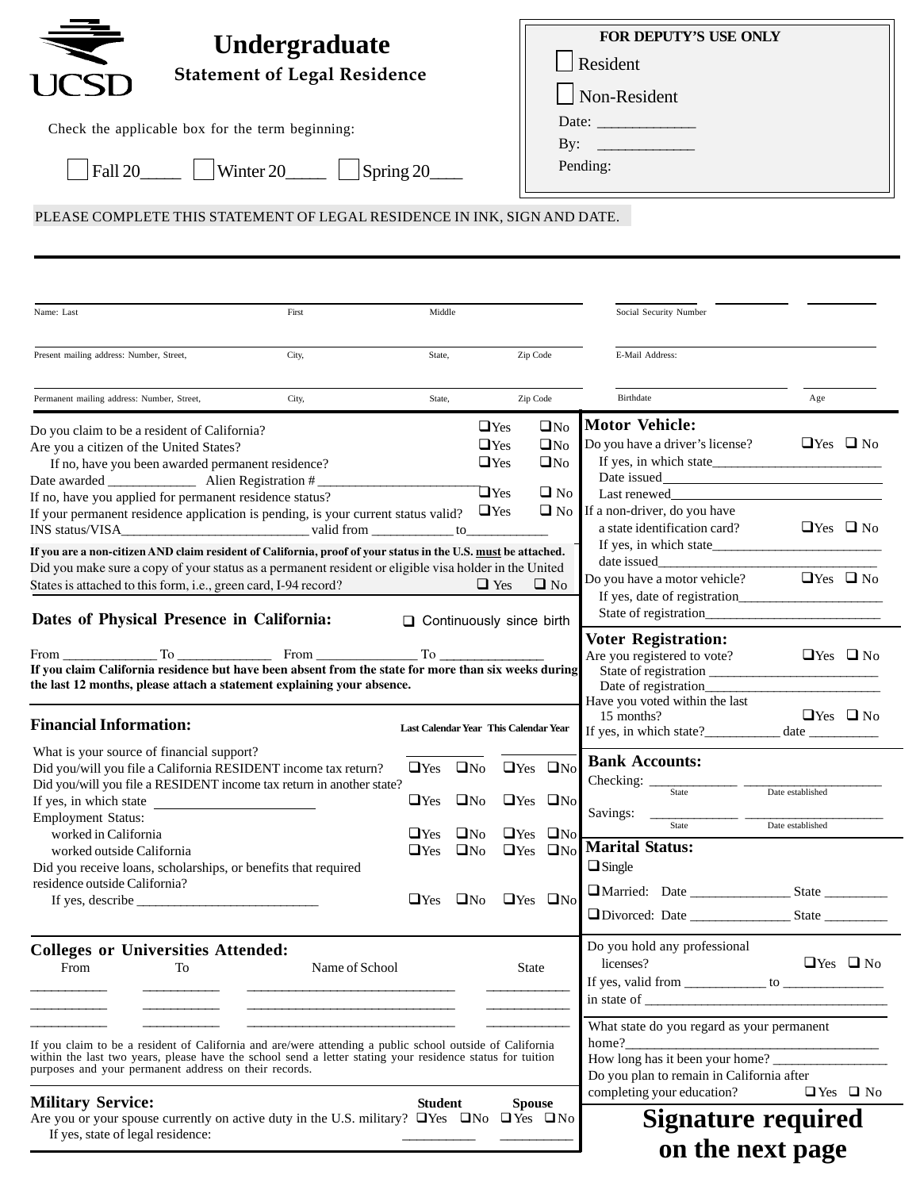# Undergraduate

## Statement of Legal Residence

UCSD

Check the applicable box for the term beginning:

☐ Fall 20_____ ☐ Winter 20_____ ☐ Spring 20____

**FOR DEPUTY'S USE ONLY**

☐ Resident

☐ Non-Resident

Date: _____________

By: _____________

Pending:

PLEASE COMPLETE THIS STATEMENT OF LEGAL RESIDENCE IN INK, SIGN AND DATE.

---

Name: Last _______ First _______ Middle _______

Social Security Number _______ _______ _______

Present mailing address: Number, Street, _______ City, _______ State, _______ Zip Code _______

E-Mail Address: _______

Permanent mailing address: Number, Street, _______ City, _______ State, _______ Zip Code _______

Birthdate _______ Age _______

Do you claim to be a resident of California? ❑Yes ❑No

Are you a citizen of the United States? ❑Yes ❑No

If no, have you been awarded permanent residence? ❑Yes ❑No

Date awarded _____________ Alien Registration # ________________________

If no, have you applied for permanent residence status? ❑Yes ❑ No

If your permanent residence application is pending, is your current status valid? ❑Yes ❑ No

INS status/VISA____________________________ valid from ____________ to____________

**If you are a non-citizen AND claim resident of California, proof of your status in the U.S. must be attached.**

Did you make sure a copy of your status as a permanent resident or eligible visa holder in the United States is attached to this form, i.e., green card, I-94 record? ❑ Yes ❑ No

### Dates of Physical Presence in California:

❑ Continuously since birth

From ______________ To ______________ From _______________ To _______________

**If you claim California residence but have been absent from the state for more than six weeks during the last 12 months, please attach a statement explaining your absence.**

### Financial Information:

| | Last Calendar Year | This Calendar Year |
|---|---|---|
| What is your source of financial support? | ___________ | ___________ |
| Did you/will you file a California RESIDENT income tax return? | ❑Yes ❑No | ❑Yes ❑No |
| Did you/will you file a RESIDENT income tax return in another state? If yes, in which state ____________ | ❑Yes ❑No | ❑Yes ❑No |
| Employment Status: | | |
| worked in California | ❑Yes ❑No | ❑Yes ❑No |
| worked outside California | ❑Yes ❑No | ❑Yes ❑No |
| Did you receive loans, scholarships, or benefits that required residence outside California? If yes, describe ___________________________ | ❑Yes ❑No | ❑Yes ❑No |

### Colleges or Universities Attended:

| From | To | Name of School | State |
|---|---|---|---|
| ___________ | ___________ | _______________________________ | ____________ |
| ___________ | ___________ | _______________________________ | ____________ |
| ___________ | ___________ | _______________________________ | ____________ |

If you claim to be a resident of California and are/were attending a public school outside of California within the last two years, please have the school send a letter stating your residence status for tuition purposes and your permanent address on their records.

### Military Service:

| | Student | Spouse |
|---|---|---|
| Are you or your spouse currently on active duty in the U.S. military? | ❑Yes ❑No | ❑Yes ❑No |
| If yes, state of legal residence: | __________ | __________ |

### Motor Vehicle:

Do you have a driver's license? ❑Yes ❑ No

If yes, in which state_________________________

Date issued_________________________

Last renewed_________________________

If a non-driver, do you have a state identification card? ❑Yes ❑ No

If yes, in which state_________________________

date issued_________________________

Do you have a motor vehicle? ❑Yes ❑ No

If yes, date of registration_____________________

State of registration_________________________

### Voter Registration:

Are you registered to vote? ❑Yes ❑ No

State of registration _________________________

Date of registration_________________________

Have you voted within the last 15 months? ❑Yes ❑ No

If yes, in which state?___________ date __________

### Bank Accounts:

Checking: _____________ (State) ____________________ (Date established)

Savings: _____________ (State) ____________________ (Date established)

### Marital Status:

❑ Single

❑ Married: Date _______________ State _________

❑ Divorced: Date _______________ State _________

Do you hold any professional licenses? ❑Yes ❑ No

If yes, valid from ____________ to _______________

in state of ___________________________________

What state do you regard as your permanent home?_________________________________

How long has it been your home? _________________

Do you plan to remain in California after completing your education? ❑ Yes ❑ No

# Signature required on the next page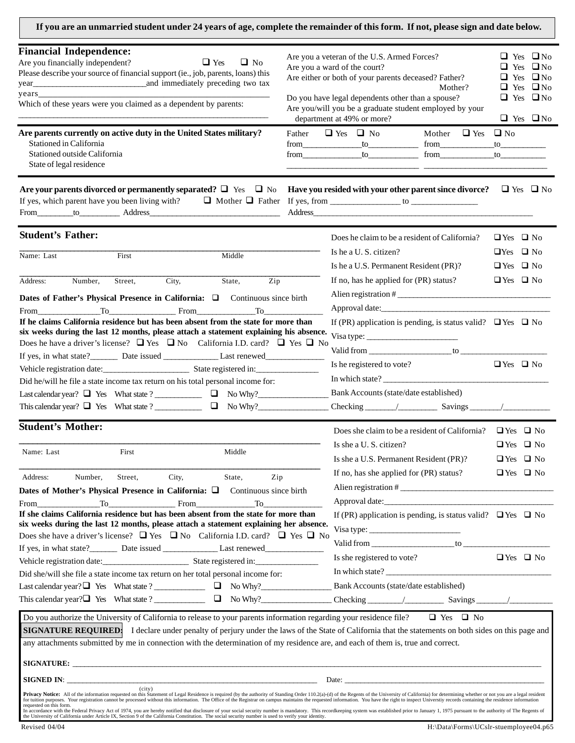**If you are an unmarried student under 24 years of age, complete the remainder of this form. If not, please sign and date below.**

## Financial Independence:

Are you financially independent? ❑ Yes ❑ No

Please describe your source of financial support (ie., job, parents, loans) this year___________________________and immediately preceding two tax years___________________________________________________________

Which of these years were you claimed as a dependent by parents: ___________________________________________________________

Are you a veteran of the U.S. Armed Forces? ❑ Yes ❑ No

Are you a ward of the court? ❑ Yes ❑ No

Are either or both of your parents deceased? Father? ❑ Yes ❑ No

Mother? ❑ Yes ❑ No

Do you have legal dependents other than a spouse? ❑ Yes ❑ No

Are you/will you be a graduate student employed by your department at 49% or more? ❑ Yes ❑ No

**Are parents currently on active duty in the United States military?** Father ❑ Yes ❑ No Mother ❑ Yes ❑ No

Stationed in California from______________to____________ from_____________to___________

Stationed outside California from______________to____________ from_____________to___________

State of legal residence _______________________________ _______________________________

**Are your parents divorced or permanently separated?** ❑ Yes ❑ No

If yes, which parent have you been living with? ❑ Mother ❑ Father

From_________to__________ Address_________________________________

**Have you resided with your other parent since divorce?** ❑ Yes ❑ No

If yes, from _________________ to ________________

Address___________________________________________________________

## Student's Father:

___________________________________________________________

Name: Last First Middle

___________________________________________________________

Address: Number, Street, City, State, Zip

**Dates of Father's Physical Presence in California:** ❑ Continuous since birth

From_______________To________________ From______________To______________

**If he claims California residence but has been absent from the state for more than six weeks during the last 12 months, please attach a statement explaining his absence.**

Does he have a driver's license? ❑ Yes ❑ No California I.D. card? ❑ Yes ❑ No

If yes, in what state?_______ Date issued _____________ Last renewed______________

Vehicle registration date:_____________________ State registered in:_______________

Did he/will he file a state income tax return on his total personal income for:

Last calendar year? ❑ Yes What state ? ____________ ❑ No Why?_________________

This calendar year? ❑ Yes What state ? ____________ ❑ No Why?_________________

Does he claim to be a resident of California? ❑ Yes ❑ No

Is he a U. S. citizen? ❑ Yes ❑ No

Is he a U.S. Permanent Resident (PR)? ❑ Yes ❑ No

If no, has he applied for (PR) status? ❑ Yes ❑ No

Alien registration # _____________________________________

Approval date:__________________________________________

If (PR) application is pending, is status valid? ❑ Yes ❑ No

Visa type: ______________________

Valid from ____________________ to _____________________

Is he registered to vote? ❑ Yes ❑ No

In which state? __________________________________________

Bank Accounts (state/date established)

Checking ________/__________ Savings ________/____________

## Student's Mother:

___________________________________________________________

Name: Last First Middle

___________________________________________________________

Address: Number, Street, City, State, Zip

**Dates of Mother's Physical Presence in California:** ❑ Continuous since birth

From_______________To________________ From______________To______________

**If she claims California residence but has been absent from the state for more than six weeks during the last 12 months, please attach a statement explaining her absence.**

Does she have a driver's license? ❑ Yes ❑ No California I.D. card? ❑ Yes ❑ No

If yes, in what state?_______ Date issued _____________ Last renewed______________

Vehicle registration date:_____________________ State registered in:_______________

Did she/will she file a state income tax return on her total personal income for:

Last calendar year? ❑ Yes What state ? ____________ ❑ No Why?_________________

This calendar year? ❑ Yes What state ? ____________ ❑ No Why?_________________

Does she claim to be a resident of California? ❑ Yes ❑ No

Is she a U. S. citizen? ❑ Yes ❑ No

Is she a U.S. Permanent Resident (PR)? ❑ Yes ❑ No

If no, has she applied for (PR) status? ❑ Yes ❑ No

Alien registration # _____________________________________

Approval date:__________________________________________

If (PR) application is pending, is status valid? ❑ Yes ❑ No

Visa type: ______________________

Valid from ____________________ to _____________________

Is she registered to vote? ❑ Yes ❑ No

In which state? __________________________________________

Bank Accounts (state/date established)

Checking ________/__________ Savings ________/____________

Do you authorize the University of California to release to your parents information regarding your residence file? ❑ Yes ❑ No

**SIGNATURE REQUIRED:** I declare under penalty of perjury under the laws of the State of California that the statements on both sides on this page and any attachments submitted by me in connection with the determination of my residence are, and each of them is, true and correct.

**SIGNATURE:** ______________________________________________________________________________

**SIGNED IN**: ______________________________________________ Date: ______________________________
(city)

**Privacy Notice:** All of the information requested on this Statement of Legal Residence is required (by the authority of Standing Order 110.2(a)-(d) of the Regents of the University of California) for determining whether or not you are a legal resident for tuition purposes. Your registration cannot be processed without this information. The Office of the Registrar on campus maintains the requested information. You have the right to inspect Universtiy records containing the residence information requested on this form.
In accordance with the Federal Privacy Act of 1974, you are hereby notified that disclosure of your social security number is mandatory. This recordkeeping system was established prior to January 1, 1975 pursuant to the authority of The Regents of the University of California under Article IX, Section 9 of the California Constitution. The social security number is used to verify your identity.

Revised 04/04 H:\Data\Forms\UCslr-stuemployee04.p65